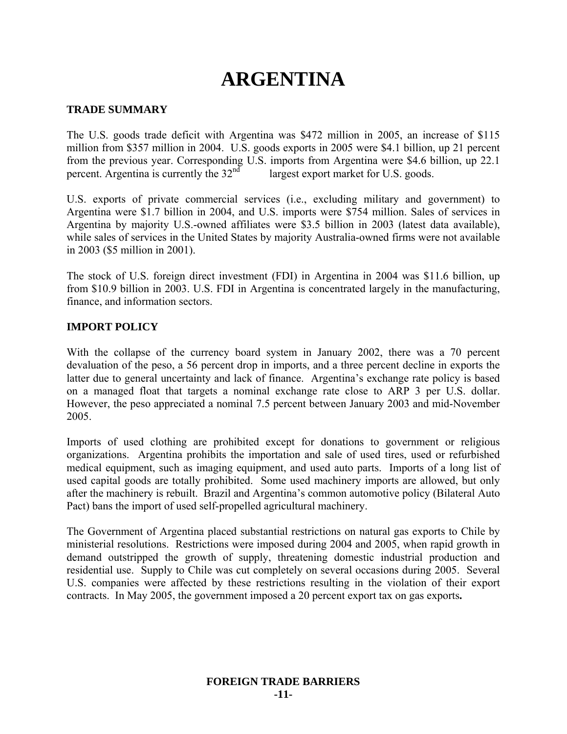# ARGENTINA

## TRADE SUMMARY

The U.S. goods trade deficit with Argentina was $472 million in 2005, an increase of $115 million from $357 million in 2004. U.S. goods exports in 2005 were $4.1 billion, up 21 percent from the previous year. Corresponding U.S. imports from Argentina were $4.6 billion, up 22.1 percent. Argentina is currently the 32nd largest export market for U.S. goods.

U.S. exports of private commercial services (i.e., excluding military and government) to Argentina were $1.7 billion in 2004, and U.S. imports were $754 million. Sales of services in Argentina by majority U.S.-owned affiliates were $3.5 billion in 2003 (latest data available), while sales of services in the United States by majority Australia-owned firms were not available in 2003 ($5 million in 2001).

The stock of U.S. foreign direct investment (FDI) in Argentina in 2004 was $11.6 billion, up from $10.9 billion in 2003. U.S. FDI in Argentina is concentrated largely in the manufacturing, finance, and information sectors.

## IMPORT POLICY

With the collapse of the currency board system in January 2002, there was a 70 percent devaluation of the peso, a 56 percent drop in imports, and a three percent decline in exports the latter due to general uncertainty and lack of finance. Argentina's exchange rate policy is based on a managed float that targets a nominal exchange rate close to ARP 3 per U.S. dollar. However, the peso appreciated a nominal 7.5 percent between January 2003 and mid-November 2005.

Imports of used clothing are prohibited except for donations to government or religious organizations. Argentina prohibits the importation and sale of used tires, used or refurbished medical equipment, such as imaging equipment, and used auto parts. Imports of a long list of used capital goods are totally prohibited. Some used machinery imports are allowed, but only after the machinery is rebuilt. Brazil and Argentina's common automotive policy (Bilateral Auto Pact) bans the import of used self-propelled agricultural machinery.

The Government of Argentina placed substantial restrictions on natural gas exports to Chile by ministerial resolutions. Restrictions were imposed during 2004 and 2005, when rapid growth in demand outstripped the growth of supply, threatening domestic industrial production and residential use. Supply to Chile was cut completely on several occasions during 2005. Several U.S. companies were affected by these restrictions resulting in the violation of their export contracts. In May 2005, the government imposed a 20 percent export tax on gas exports.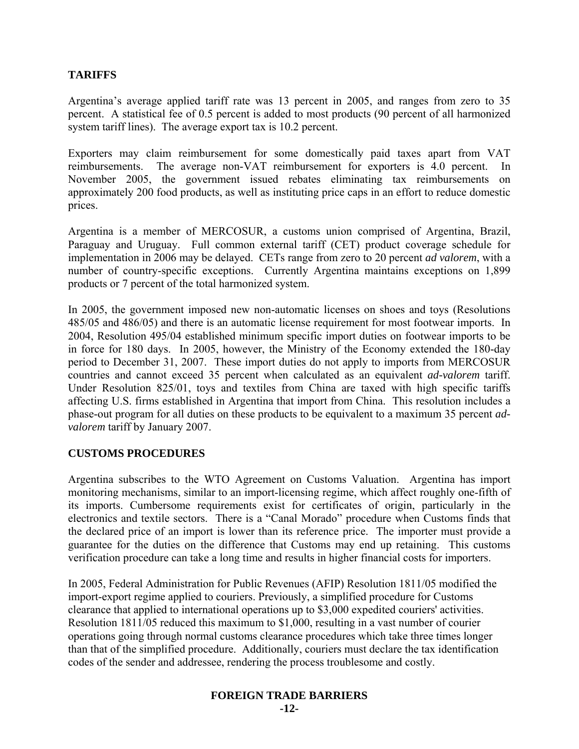## TARIFFS

Argentina's average applied tariff rate was 13 percent in 2005, and ranges from zero to 35 percent. A statistical fee of 0.5 percent is added to most products (90 percent of all harmonized system tariff lines). The average export tax is 10.2 percent.

Exporters may claim reimbursement for some domestically paid taxes apart from VAT reimbursements. The average non-VAT reimbursement for exporters is 4.0 percent. In November 2005, the government issued rebates eliminating tax reimbursements on approximately 200 food products, as well as instituting price caps in an effort to reduce domestic prices.

Argentina is a member of MERCOSUR, a customs union comprised of Argentina, Brazil, Paraguay and Uruguay. Full common external tariff (CET) product coverage schedule for implementation in 2006 may be delayed. CETs range from zero to 20 percent *ad valorem*, with a number of country-specific exceptions. Currently Argentina maintains exceptions on 1,899 products or 7 percent of the total harmonized system.

In 2005, the government imposed new non-automatic licenses on shoes and toys (Resolutions 485/05 and 486/05) and there is an automatic license requirement for most footwear imports. In 2004, Resolution 495/04 established minimum specific import duties on footwear imports to be in force for 180 days. In 2005, however, the Ministry of the Economy extended the 180-day period to December 31, 2007. These import duties do not apply to imports from MERCOSUR countries and cannot exceed 35 percent when calculated as an equivalent *ad-valorem* tariff. Under Resolution 825/01, toys and textiles from China are taxed with high specific tariffs affecting U.S. firms established in Argentina that import from China. This resolution includes a phase-out program for all duties on these products to be equivalent to a maximum 35 percent *ad-valorem* tariff by January 2007.

## CUSTOMS PROCEDURES

Argentina subscribes to the WTO Agreement on Customs Valuation. Argentina has import monitoring mechanisms, similar to an import-licensing regime, which affect roughly one-fifth of its imports. Cumbersome requirements exist for certificates of origin, particularly in the electronics and textile sectors. There is a "Canal Morado" procedure when Customs finds that the declared price of an import is lower than its reference price. The importer must provide a guarantee for the duties on the difference that Customs may end up retaining. This customs verification procedure can take a long time and results in higher financial costs for importers.

In 2005, Federal Administration for Public Revenues (AFIP) Resolution 1811/05 modified the import-export regime applied to couriers. Previously, a simplified procedure for Customs clearance that applied to international operations up to $3,000 expedited couriers' activities. Resolution 1811/05 reduced this maximum to $1,000, resulting in a vast number of courier operations going through normal customs clearance procedures which take three times longer than that of the simplified procedure. Additionally, couriers must declare the tax identification codes of the sender and addressee, rendering the process troublesome and costly.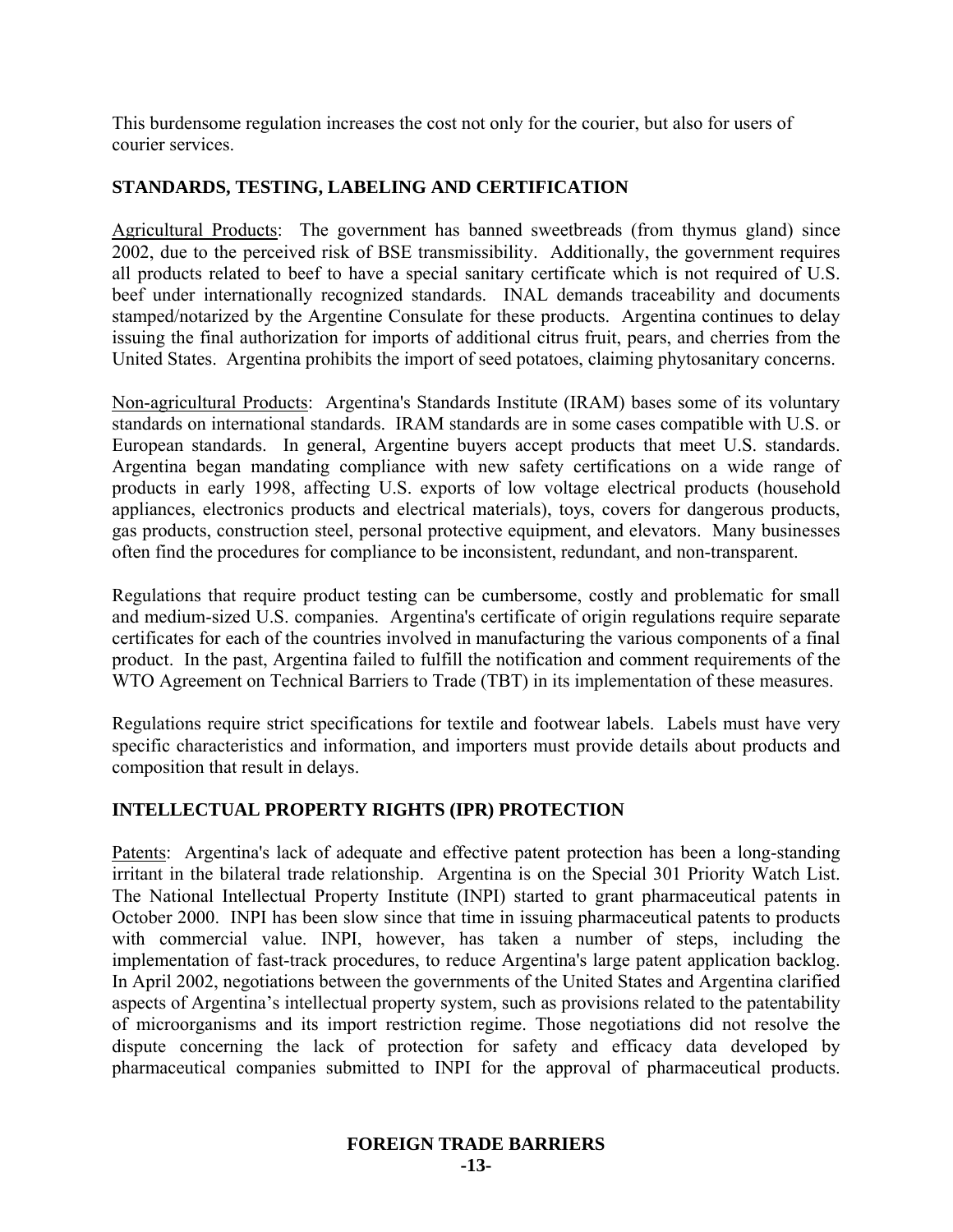This burdensome regulation increases the cost not only for the courier, but also for users of courier services.

## STANDARDS, TESTING, LABELING AND CERTIFICATION

Agricultural Products: The government has banned sweetbreads (from thymus gland) since 2002, due to the perceived risk of BSE transmissibility. Additionally, the government requires all products related to beef to have a special sanitary certificate which is not required of U.S. beef under internationally recognized standards. INAL demands traceability and documents stamped/notarized by the Argentine Consulate for these products. Argentina continues to delay issuing the final authorization for imports of additional citrus fruit, pears, and cherries from the United States. Argentina prohibits the import of seed potatoes, claiming phytosanitary concerns.

Non-agricultural Products: Argentina's Standards Institute (IRAM) bases some of its voluntary standards on international standards. IRAM standards are in some cases compatible with U.S. or European standards. In general, Argentine buyers accept products that meet U.S. standards. Argentina began mandating compliance with new safety certifications on a wide range of products in early 1998, affecting U.S. exports of low voltage electrical products (household appliances, electronics products and electrical materials), toys, covers for dangerous products, gas products, construction steel, personal protective equipment, and elevators. Many businesses often find the procedures for compliance to be inconsistent, redundant, and non-transparent.

Regulations that require product testing can be cumbersome, costly and problematic for small and medium-sized U.S. companies. Argentina's certificate of origin regulations require separate certificates for each of the countries involved in manufacturing the various components of a final product. In the past, Argentina failed to fulfill the notification and comment requirements of the WTO Agreement on Technical Barriers to Trade (TBT) in its implementation of these measures.

Regulations require strict specifications for textile and footwear labels. Labels must have very specific characteristics and information, and importers must provide details about products and composition that result in delays.

## INTELLECTUAL PROPERTY RIGHTS (IPR) PROTECTION

Patents: Argentina's lack of adequate and effective patent protection has been a long-standing irritant in the bilateral trade relationship. Argentina is on the Special 301 Priority Watch List. The National Intellectual Property Institute (INPI) started to grant pharmaceutical patents in October 2000. INPI has been slow since that time in issuing pharmaceutical patents to products with commercial value. INPI, however, has taken a number of steps, including the implementation of fast-track procedures, to reduce Argentina's large patent application backlog. In April 2002, negotiations between the governments of the United States and Argentina clarified aspects of Argentina's intellectual property system, such as provisions related to the patentability of microorganisms and its import restriction regime. Those negotiations did not resolve the dispute concerning the lack of protection for safety and efficacy data developed by pharmaceutical companies submitted to INPI for the approval of pharmaceutical products.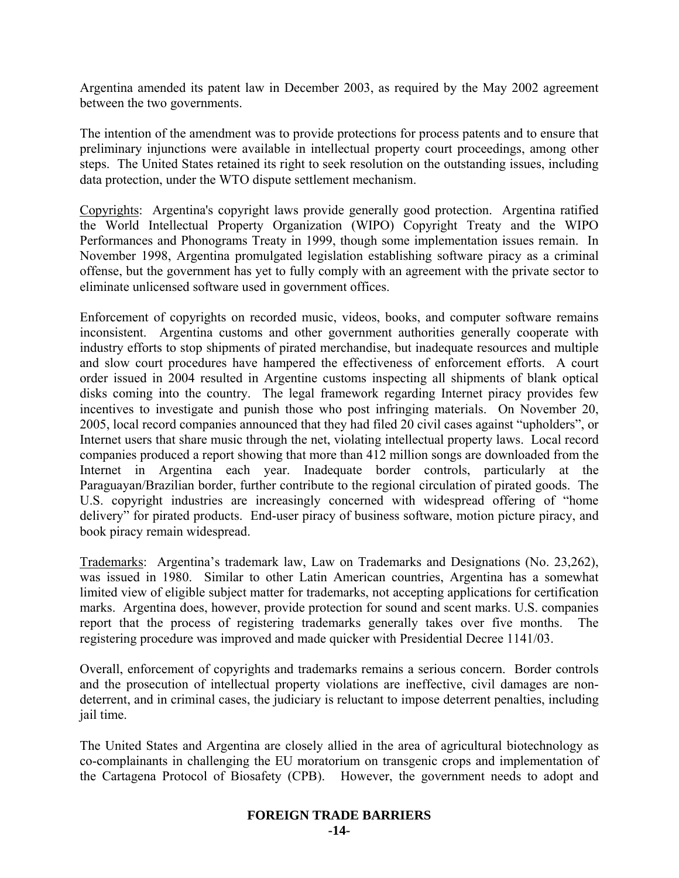Argentina amended its patent law in December 2003, as required by the May 2002 agreement between the two governments.

The intention of the amendment was to provide protections for process patents and to ensure that preliminary injunctions were available in intellectual property court proceedings, among other steps. The United States retained its right to seek resolution on the outstanding issues, including data protection, under the WTO dispute settlement mechanism.

<u>Copyrights</u>: Argentina's copyright laws provide generally good protection. Argentina ratified the World Intellectual Property Organization (WIPO) Copyright Treaty and the WIPO Performances and Phonograms Treaty in 1999, though some implementation issues remain. In November 1998, Argentina promulgated legislation establishing software piracy as a criminal offense, but the government has yet to fully comply with an agreement with the private sector to eliminate unlicensed software used in government offices.

Enforcement of copyrights on recorded music, videos, books, and computer software remains inconsistent. Argentina customs and other government authorities generally cooperate with industry efforts to stop shipments of pirated merchandise, but inadequate resources and multiple and slow court procedures have hampered the effectiveness of enforcement efforts. A court order issued in 2004 resulted in Argentine customs inspecting all shipments of blank optical disks coming into the country. The legal framework regarding Internet piracy provides few incentives to investigate and punish those who post infringing materials. On November 20, 2005, local record companies announced that they had filed 20 civil cases against "upholders", or Internet users that share music through the net, violating intellectual property laws. Local record companies produced a report showing that more than 412 million songs are downloaded from the Internet in Argentina each year. Inadequate border controls, particularly at the Paraguayan/Brazilian border, further contribute to the regional circulation of pirated goods. The U.S. copyright industries are increasingly concerned with widespread offering of "home delivery" for pirated products. End-user piracy of business software, motion picture piracy, and book piracy remain widespread.

<u>Trademarks</u>: Argentina's trademark law, Law on Trademarks and Designations (No. 23,262), was issued in 1980. Similar to other Latin American countries, Argentina has a somewhat limited view of eligible subject matter for trademarks, not accepting applications for certification marks. Argentina does, however, provide protection for sound and scent marks. U.S. companies report that the process of registering trademarks generally takes over five months. The registering procedure was improved and made quicker with Presidential Decree 1141/03.

Overall, enforcement of copyrights and trademarks remains a serious concern. Border controls and the prosecution of intellectual property violations are ineffective, civil damages are non-deterrent, and in criminal cases, the judiciary is reluctant to impose deterrent penalties, including jail time.

The United States and Argentina are closely allied in the area of agricultural biotechnology as co-complainants in challenging the EU moratorium on transgenic crops and implementation of the Cartagena Protocol of Biosafety (CPB). However, the government needs to adopt and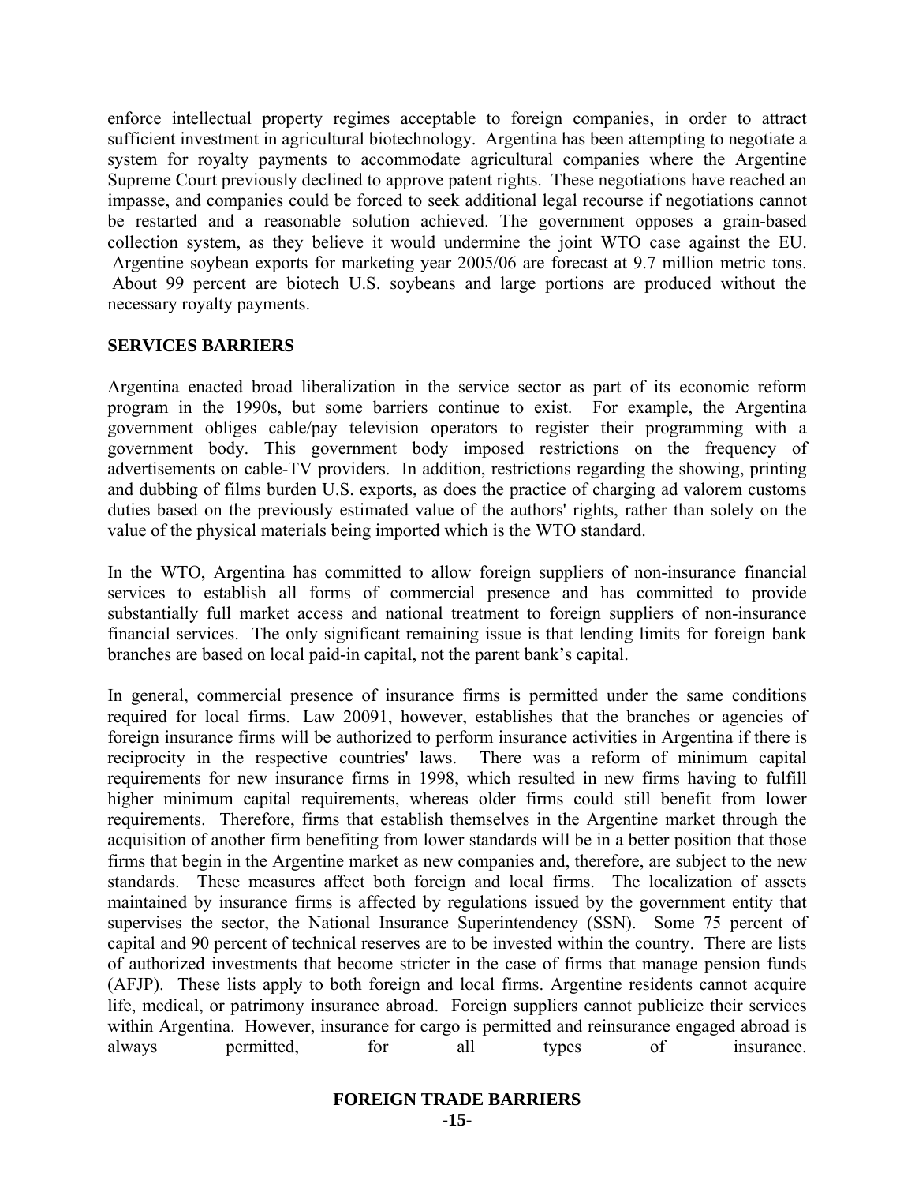enforce intellectual property regimes acceptable to foreign companies, in order to attract sufficient investment in agricultural biotechnology. Argentina has been attempting to negotiate a system for royalty payments to accommodate agricultural companies where the Argentine Supreme Court previously declined to approve patent rights. These negotiations have reached an impasse, and companies could be forced to seek additional legal recourse if negotiations cannot be restarted and a reasonable solution achieved. The government opposes a grain-based collection system, as they believe it would undermine the joint WTO case against the EU. Argentine soybean exports for marketing year 2005/06 are forecast at 9.7 million metric tons. About 99 percent are biotech U.S. soybeans and large portions are produced without the necessary royalty payments.

## SERVICES BARRIERS

Argentina enacted broad liberalization in the service sector as part of its economic reform program in the 1990s, but some barriers continue to exist. For example, the Argentina government obliges cable/pay television operators to register their programming with a government body. This government body imposed restrictions on the frequency of advertisements on cable-TV providers. In addition, restrictions regarding the showing, printing and dubbing of films burden U.S. exports, as does the practice of charging ad valorem customs duties based on the previously estimated value of the authors' rights, rather than solely on the value of the physical materials being imported which is the WTO standard.

In the WTO, Argentina has committed to allow foreign suppliers of non-insurance financial services to establish all forms of commercial presence and has committed to provide substantially full market access and national treatment to foreign suppliers of non-insurance financial services. The only significant remaining issue is that lending limits for foreign bank branches are based on local paid-in capital, not the parent bank's capital.

In general, commercial presence of insurance firms is permitted under the same conditions required for local firms. Law 20091, however, establishes that the branches or agencies of foreign insurance firms will be authorized to perform insurance activities in Argentina if there is reciprocity in the respective countries' laws. There was a reform of minimum capital requirements for new insurance firms in 1998, which resulted in new firms having to fulfill higher minimum capital requirements, whereas older firms could still benefit from lower requirements. Therefore, firms that establish themselves in the Argentine market through the acquisition of another firm benefiting from lower standards will be in a better position that those firms that begin in the Argentine market as new companies and, therefore, are subject to the new standards. These measures affect both foreign and local firms. The localization of assets maintained by insurance firms is affected by regulations issued by the government entity that supervises the sector, the National Insurance Superintendency (SSN). Some 75 percent of capital and 90 percent of technical reserves are to be invested within the country. There are lists of authorized investments that become stricter in the case of firms that manage pension funds (AFJP). These lists apply to both foreign and local firms. Argentine residents cannot acquire life, medical, or patrimony insurance abroad. Foreign suppliers cannot publicize their services within Argentina. However, insurance for cargo is permitted and reinsurance engaged abroad is always permitted, for all types of insurance.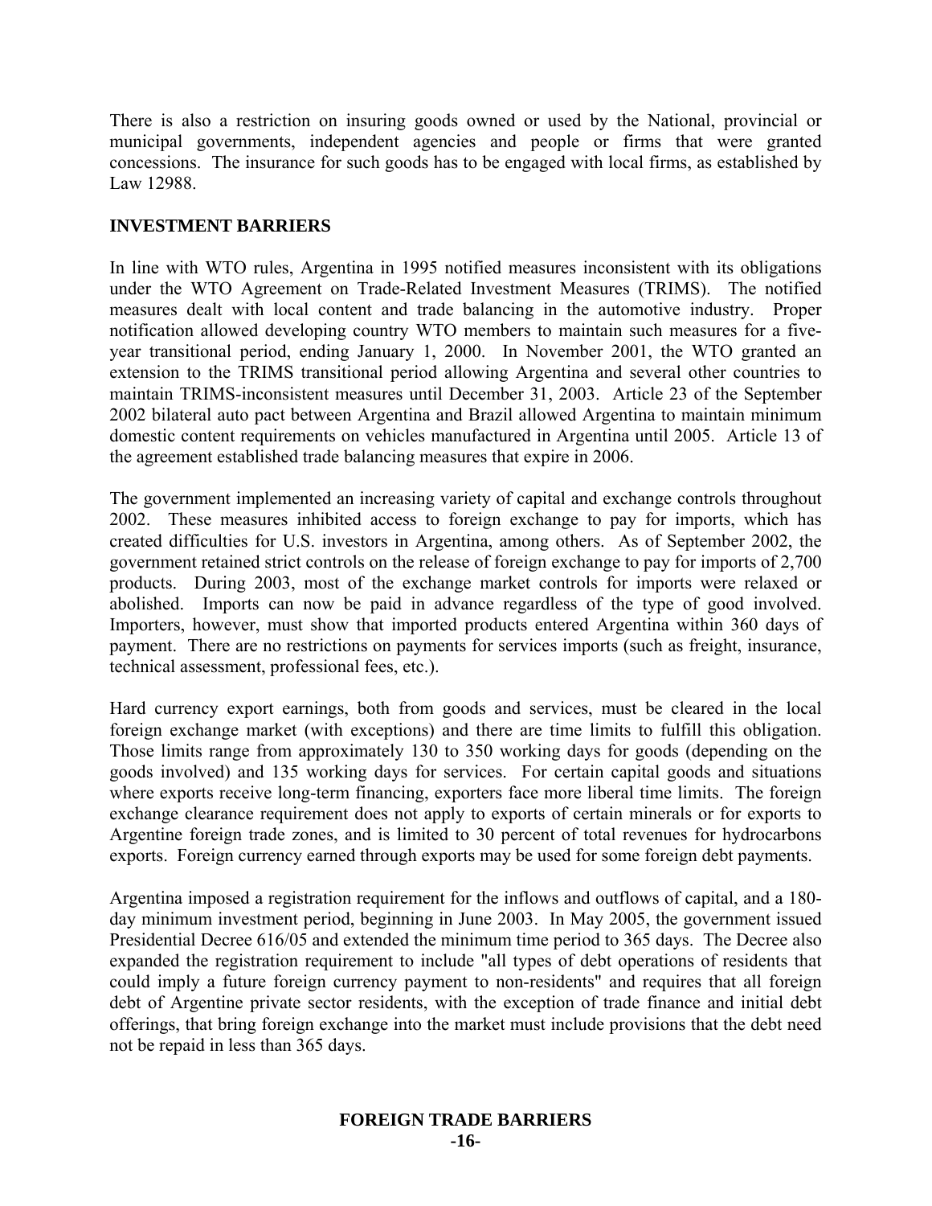There is also a restriction on insuring goods owned or used by the National, provincial or municipal governments, independent agencies and people or firms that were granted concessions. The insurance for such goods has to be engaged with local firms, as established by Law 12988.

## INVESTMENT BARRIERS

In line with WTO rules, Argentina in 1995 notified measures inconsistent with its obligations under the WTO Agreement on Trade-Related Investment Measures (TRIMS). The notified measures dealt with local content and trade balancing in the automotive industry. Proper notification allowed developing country WTO members to maintain such measures for a five-year transitional period, ending January 1, 2000. In November 2001, the WTO granted an extension to the TRIMS transitional period allowing Argentina and several other countries to maintain TRIMS-inconsistent measures until December 31, 2003. Article 23 of the September 2002 bilateral auto pact between Argentina and Brazil allowed Argentina to maintain minimum domestic content requirements on vehicles manufactured in Argentina until 2005. Article 13 of the agreement established trade balancing measures that expire in 2006.

The government implemented an increasing variety of capital and exchange controls throughout 2002. These measures inhibited access to foreign exchange to pay for imports, which has created difficulties for U.S. investors in Argentina, among others. As of September 2002, the government retained strict controls on the release of foreign exchange to pay for imports of 2,700 products. During 2003, most of the exchange market controls for imports were relaxed or abolished. Imports can now be paid in advance regardless of the type of good involved. Importers, however, must show that imported products entered Argentina within 360 days of payment. There are no restrictions on payments for services imports (such as freight, insurance, technical assessment, professional fees, etc.).

Hard currency export earnings, both from goods and services, must be cleared in the local foreign exchange market (with exceptions) and there are time limits to fulfill this obligation. Those limits range from approximately 130 to 350 working days for goods (depending on the goods involved) and 135 working days for services. For certain capital goods and situations where exports receive long-term financing, exporters face more liberal time limits. The foreign exchange clearance requirement does not apply to exports of certain minerals or for exports to Argentine foreign trade zones, and is limited to 30 percent of total revenues for hydrocarbons exports. Foreign currency earned through exports may be used for some foreign debt payments.

Argentina imposed a registration requirement for the inflows and outflows of capital, and a 180-day minimum investment period, beginning in June 2003. In May 2005, the government issued Presidential Decree 616/05 and extended the minimum time period to 365 days. The Decree also expanded the registration requirement to include "all types of debt operations of residents that could imply a future foreign currency payment to non-residents" and requires that all foreign debt of Argentine private sector residents, with the exception of trade finance and initial debt offerings, that bring foreign exchange into the market must include provisions that the debt need not be repaid in less than 365 days.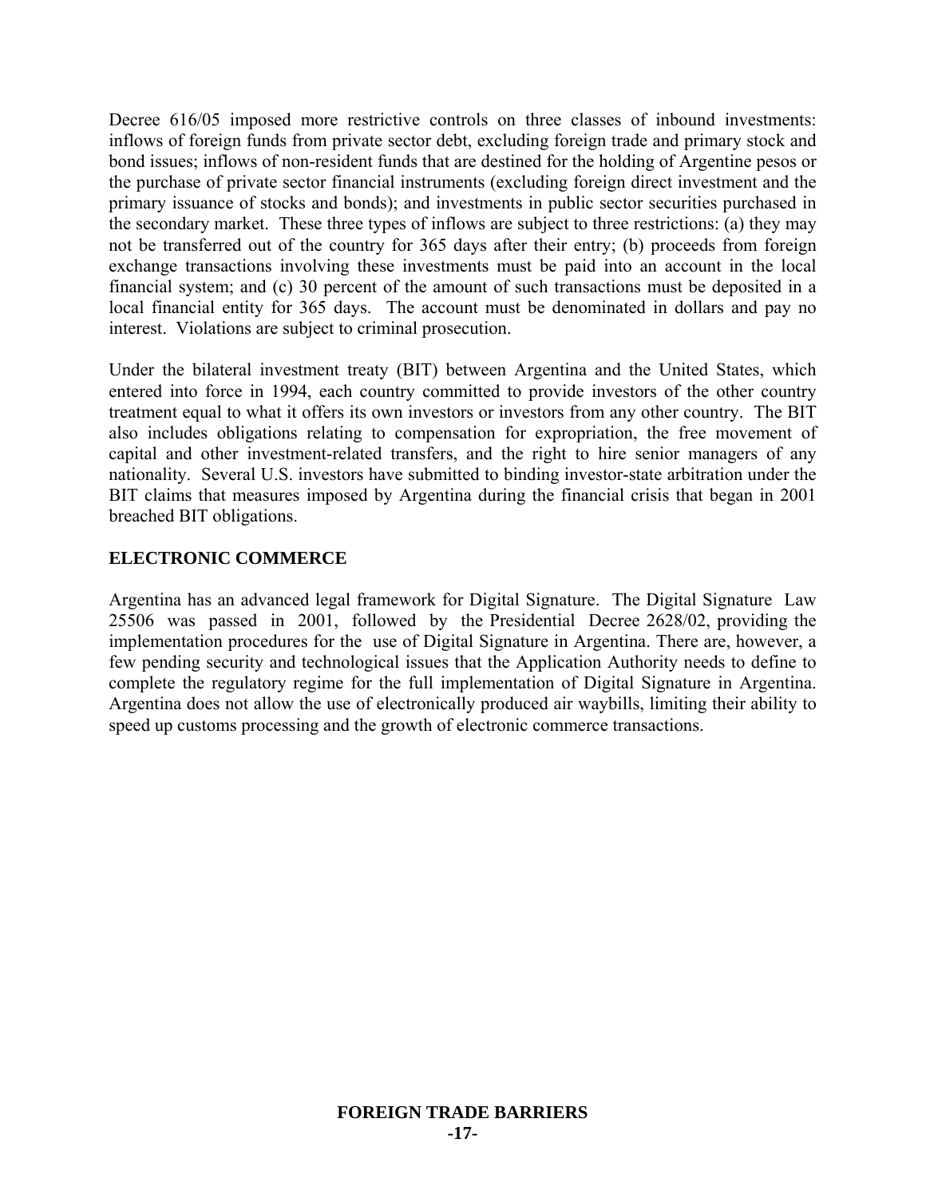Decree 616/05 imposed more restrictive controls on three classes of inbound investments: inflows of foreign funds from private sector debt, excluding foreign trade and primary stock and bond issues; inflows of non-resident funds that are destined for the holding of Argentine pesos or the purchase of private sector financial instruments (excluding foreign direct investment and the primary issuance of stocks and bonds); and investments in public sector securities purchased in the secondary market. These three types of inflows are subject to three restrictions: (a) they may not be transferred out of the country for 365 days after their entry; (b) proceeds from foreign exchange transactions involving these investments must be paid into an account in the local financial system; and (c) 30 percent of the amount of such transactions must be deposited in a local financial entity for 365 days. The account must be denominated in dollars and pay no interest. Violations are subject to criminal prosecution.

Under the bilateral investment treaty (BIT) between Argentina and the United States, which entered into force in 1994, each country committed to provide investors of the other country treatment equal to what it offers its own investors or investors from any other country. The BIT also includes obligations relating to compensation for expropriation, the free movement of capital and other investment-related transfers, and the right to hire senior managers of any nationality. Several U.S. investors have submitted to binding investor-state arbitration under the BIT claims that measures imposed by Argentina during the financial crisis that began in 2001 breached BIT obligations.

## ELECTRONIC COMMERCE

Argentina has an advanced legal framework for Digital Signature. The Digital Signature Law 25506 was passed in 2001, followed by the Presidential Decree 2628/02, providing the implementation procedures for the use of Digital Signature in Argentina. There are, however, a few pending security and technological issues that the Application Authority needs to define to complete the regulatory regime for the full implementation of Digital Signature in Argentina. Argentina does not allow the use of electronically produced air waybills, limiting their ability to speed up customs processing and the growth of electronic commerce transactions.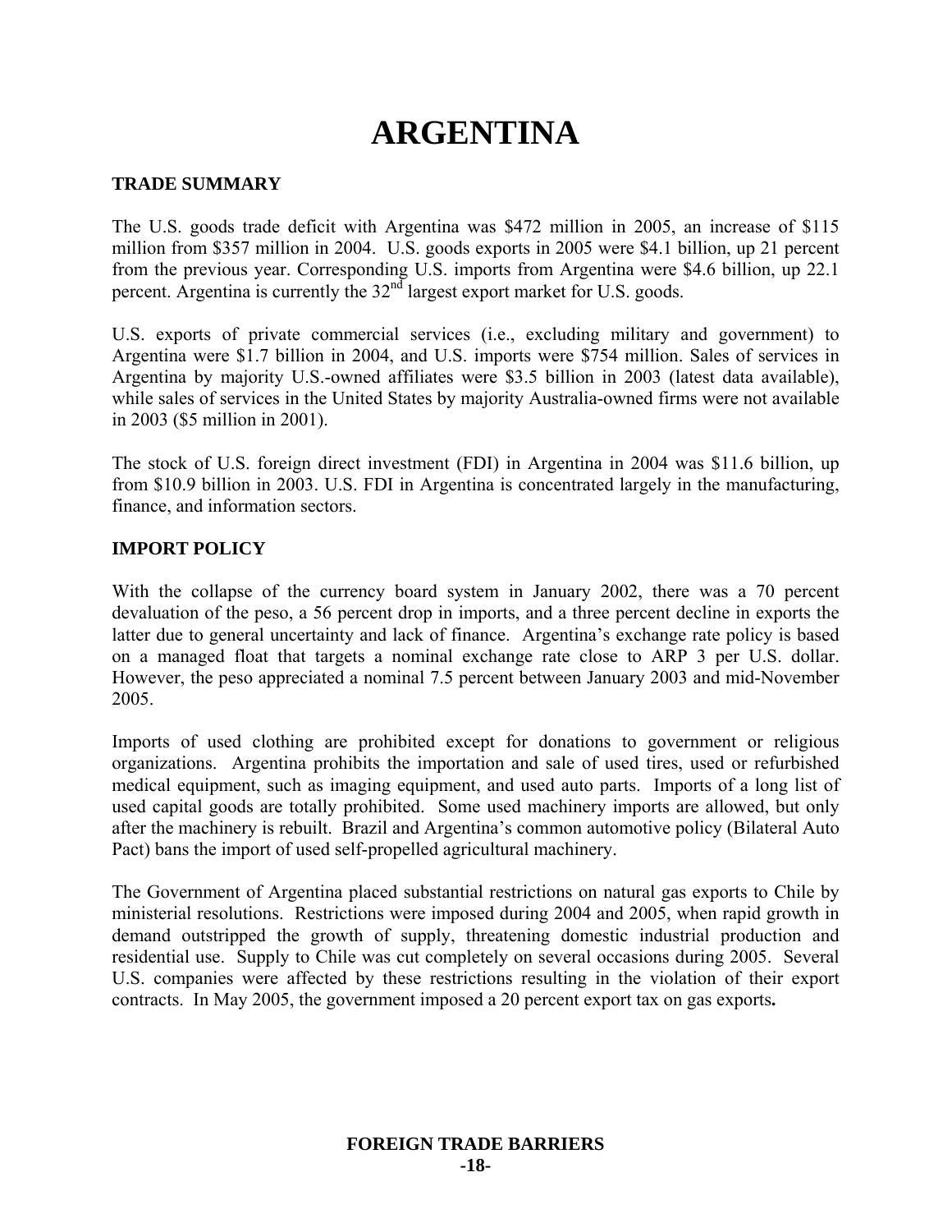# ARGENTINA

## TRADE SUMMARY

The U.S. goods trade deficit with Argentina was $472 million in 2005, an increase of $115 million from $357 million in 2004. U.S. goods exports in 2005 were $4.1 billion, up 21 percent from the previous year. Corresponding U.S. imports from Argentina were $4.6 billion, up 22.1 percent. Argentina is currently the 32nd largest export market for U.S. goods.

U.S. exports of private commercial services (i.e., excluding military and government) to Argentina were $1.7 billion in 2004, and U.S. imports were $754 million. Sales of services in Argentina by majority U.S.-owned affiliates were $3.5 billion in 2003 (latest data available), while sales of services in the United States by majority Australia-owned firms were not available in 2003 ($5 million in 2001).

The stock of U.S. foreign direct investment (FDI) in Argentina in 2004 was $11.6 billion, up from $10.9 billion in 2003. U.S. FDI in Argentina is concentrated largely in the manufacturing, finance, and information sectors.

## IMPORT POLICY

With the collapse of the currency board system in January 2002, there was a 70 percent devaluation of the peso, a 56 percent drop in imports, and a three percent decline in exports the latter due to general uncertainty and lack of finance. Argentina's exchange rate policy is based on a managed float that targets a nominal exchange rate close to ARP 3 per U.S. dollar. However, the peso appreciated a nominal 7.5 percent between January 2003 and mid-November 2005.

Imports of used clothing are prohibited except for donations to government or religious organizations. Argentina prohibits the importation and sale of used tires, used or refurbished medical equipment, such as imaging equipment, and used auto parts. Imports of a long list of used capital goods are totally prohibited. Some used machinery imports are allowed, but only after the machinery is rebuilt. Brazil and Argentina's common automotive policy (Bilateral Auto Pact) bans the import of used self-propelled agricultural machinery.

The Government of Argentina placed substantial restrictions on natural gas exports to Chile by ministerial resolutions. Restrictions were imposed during 2004 and 2005, when rapid growth in demand outstripped the growth of supply, threatening domestic industrial production and residential use. Supply to Chile was cut completely on several occasions during 2005. Several U.S. companies were affected by these restrictions resulting in the violation of their export contracts. In May 2005, the government imposed a 20 percent export tax on gas exports**.**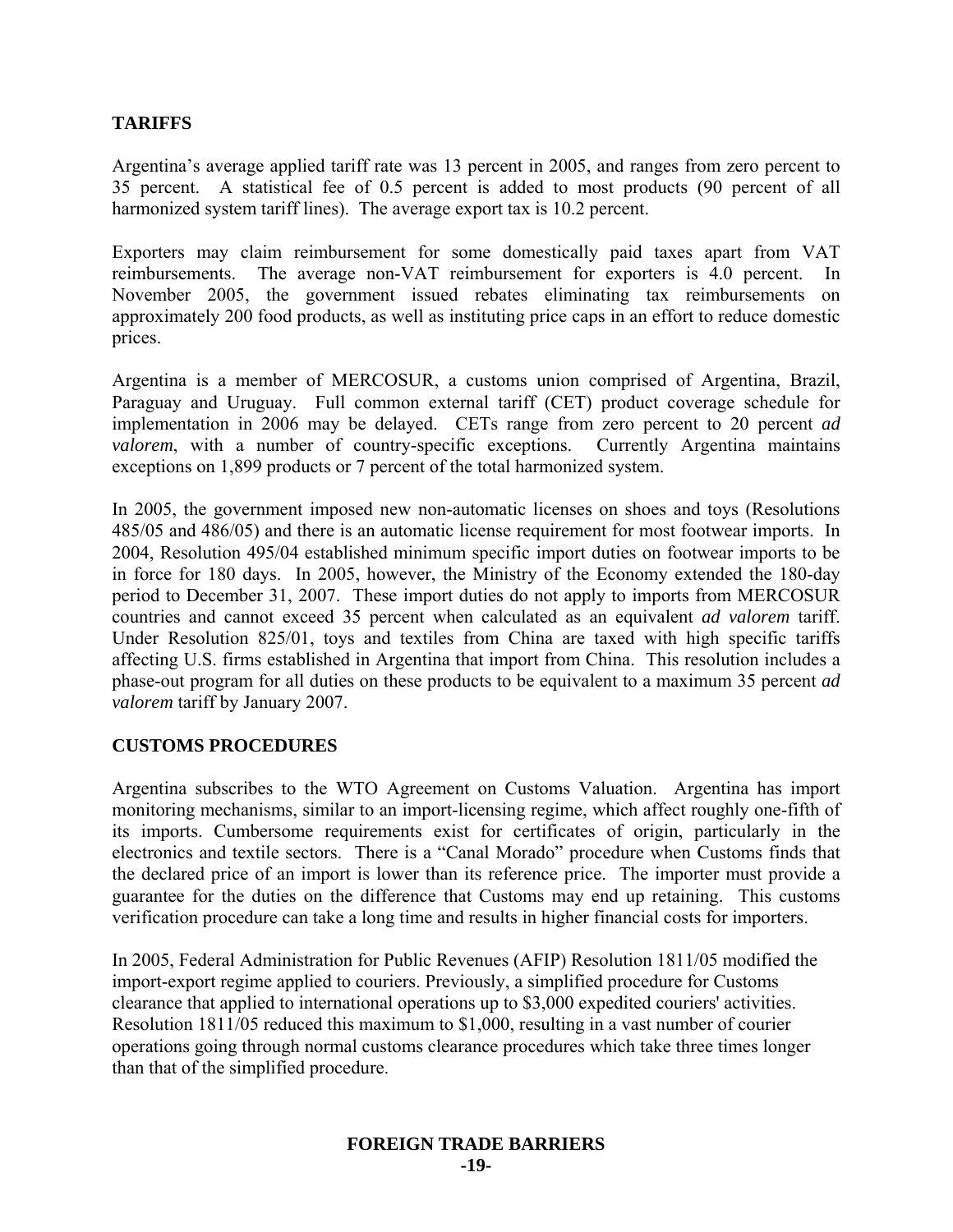## TARIFFS

Argentina's average applied tariff rate was 13 percent in 2005, and ranges from zero percent to 35 percent. A statistical fee of 0.5 percent is added to most products (90 percent of all harmonized system tariff lines). The average export tax is 10.2 percent.

Exporters may claim reimbursement for some domestically paid taxes apart from VAT reimbursements. The average non-VAT reimbursement for exporters is 4.0 percent. In November 2005, the government issued rebates eliminating tax reimbursements on approximately 200 food products, as well as instituting price caps in an effort to reduce domestic prices.

Argentina is a member of MERCOSUR, a customs union comprised of Argentina, Brazil, Paraguay and Uruguay. Full common external tariff (CET) product coverage schedule for implementation in 2006 may be delayed. CETs range from zero percent to 20 percent *ad valorem*, with a number of country-specific exceptions. Currently Argentina maintains exceptions on 1,899 products or 7 percent of the total harmonized system.

In 2005, the government imposed new non-automatic licenses on shoes and toys (Resolutions 485/05 and 486/05) and there is an automatic license requirement for most footwear imports. In 2004, Resolution 495/04 established minimum specific import duties on footwear imports to be in force for 180 days. In 2005, however, the Ministry of the Economy extended the 180-day period to December 31, 2007. These import duties do not apply to imports from MERCOSUR countries and cannot exceed 35 percent when calculated as an equivalent *ad valorem* tariff. Under Resolution 825/01, toys and textiles from China are taxed with high specific tariffs affecting U.S. firms established in Argentina that import from China. This resolution includes a phase-out program for all duties on these products to be equivalent to a maximum 35 percent *ad valorem* tariff by January 2007.

## CUSTOMS PROCEDURES

Argentina subscribes to the WTO Agreement on Customs Valuation. Argentina has import monitoring mechanisms, similar to an import-licensing regime, which affect roughly one-fifth of its imports. Cumbersome requirements exist for certificates of origin, particularly in the electronics and textile sectors. There is a "Canal Morado" procedure when Customs finds that the declared price of an import is lower than its reference price. The importer must provide a guarantee for the duties on the difference that Customs may end up retaining. This customs verification procedure can take a long time and results in higher financial costs for importers.

In 2005, Federal Administration for Public Revenues (AFIP) Resolution 1811/05 modified the import-export regime applied to couriers. Previously, a simplified procedure for Customs clearance that applied to international operations up to $3,000 expedited couriers' activities. Resolution 1811/05 reduced this maximum to $1,000, resulting in a vast number of courier operations going through normal customs clearance procedures which take three times longer than that of the simplified procedure.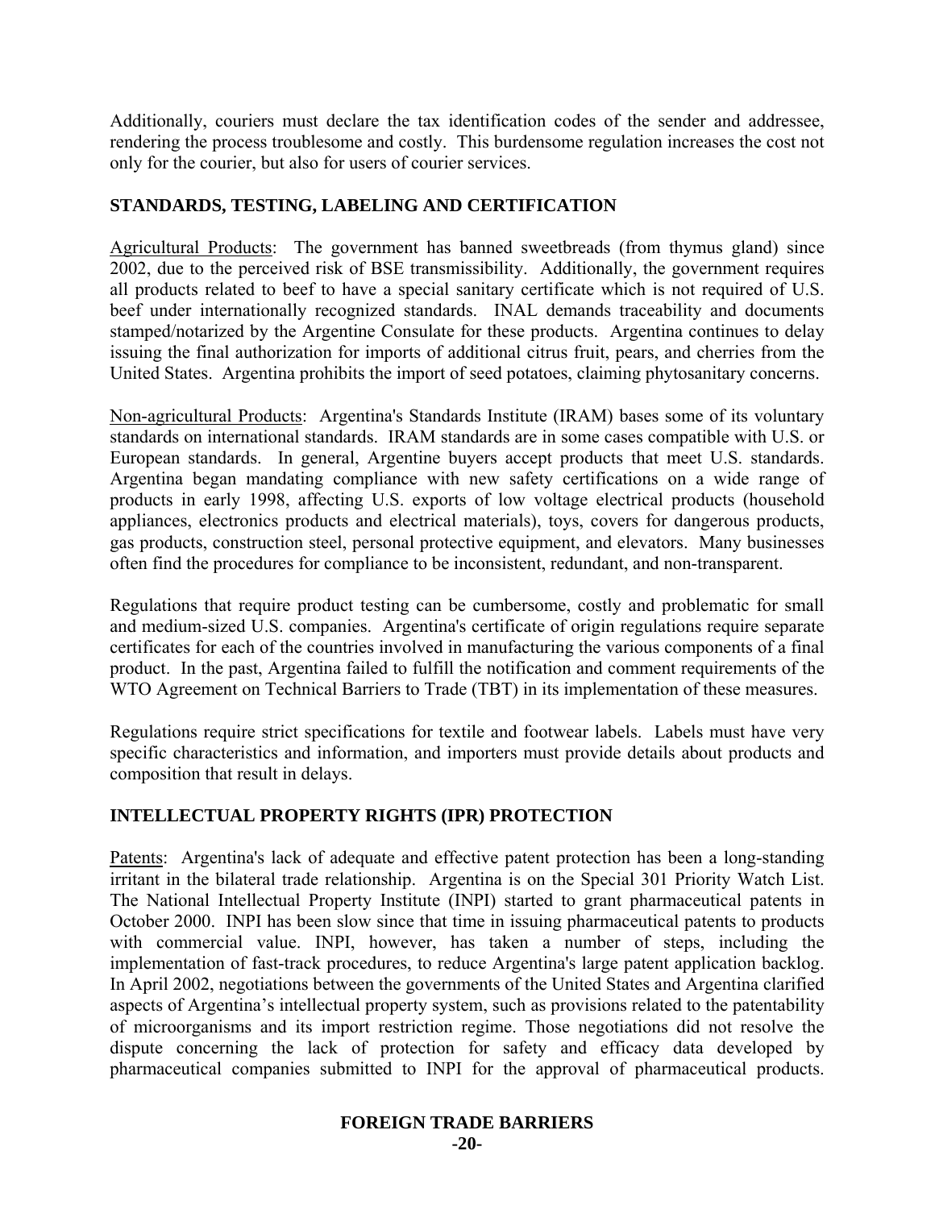Additionally, couriers must declare the tax identification codes of the sender and addressee, rendering the process troublesome and costly. This burdensome regulation increases the cost not only for the courier, but also for users of courier services.

## STANDARDS, TESTING, LABELING AND CERTIFICATION

Agricultural Products: The government has banned sweetbreads (from thymus gland) since 2002, due to the perceived risk of BSE transmissibility. Additionally, the government requires all products related to beef to have a special sanitary certificate which is not required of U.S. beef under internationally recognized standards. INAL demands traceability and documents stamped/notarized by the Argentine Consulate for these products. Argentina continues to delay issuing the final authorization for imports of additional citrus fruit, pears, and cherries from the United States. Argentina prohibits the import of seed potatoes, claiming phytosanitary concerns.

Non-agricultural Products: Argentina's Standards Institute (IRAM) bases some of its voluntary standards on international standards. IRAM standards are in some cases compatible with U.S. or European standards. In general, Argentine buyers accept products that meet U.S. standards. Argentina began mandating compliance with new safety certifications on a wide range of products in early 1998, affecting U.S. exports of low voltage electrical products (household appliances, electronics products and electrical materials), toys, covers for dangerous products, gas products, construction steel, personal protective equipment, and elevators. Many businesses often find the procedures for compliance to be inconsistent, redundant, and non-transparent.

Regulations that require product testing can be cumbersome, costly and problematic for small and medium-sized U.S. companies. Argentina's certificate of origin regulations require separate certificates for each of the countries involved in manufacturing the various components of a final product. In the past, Argentina failed to fulfill the notification and comment requirements of the WTO Agreement on Technical Barriers to Trade (TBT) in its implementation of these measures.

Regulations require strict specifications for textile and footwear labels. Labels must have very specific characteristics and information, and importers must provide details about products and composition that result in delays.

## INTELLECTUAL PROPERTY RIGHTS (IPR) PROTECTION

Patents: Argentina's lack of adequate and effective patent protection has been a long-standing irritant in the bilateral trade relationship. Argentina is on the Special 301 Priority Watch List. The National Intellectual Property Institute (INPI) started to grant pharmaceutical patents in October 2000. INPI has been slow since that time in issuing pharmaceutical patents to products with commercial value. INPI, however, has taken a number of steps, including the implementation of fast-track procedures, to reduce Argentina's large patent application backlog. In April 2002, negotiations between the governments of the United States and Argentina clarified aspects of Argentina's intellectual property system, such as provisions related to the patentability of microorganisms and its import restriction regime. Those negotiations did not resolve the dispute concerning the lack of protection for safety and efficacy data developed by pharmaceutical companies submitted to INPI for the approval of pharmaceutical products.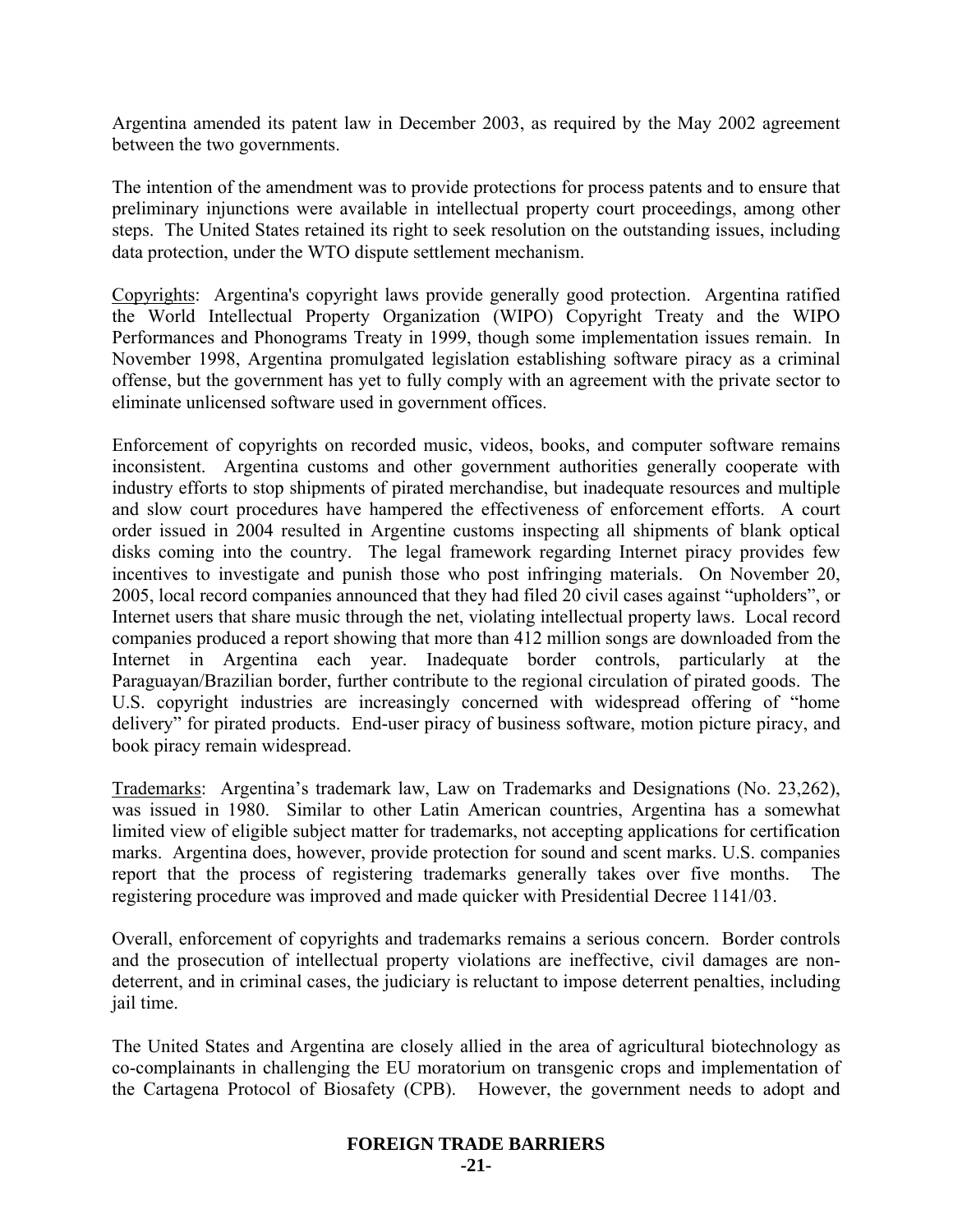Argentina amended its patent law in December 2003, as required by the May 2002 agreement between the two governments.

The intention of the amendment was to provide protections for process patents and to ensure that preliminary injunctions were available in intellectual property court proceedings, among other steps. The United States retained its right to seek resolution on the outstanding issues, including data protection, under the WTO dispute settlement mechanism.

Copyrights: Argentina's copyright laws provide generally good protection. Argentina ratified the World Intellectual Property Organization (WIPO) Copyright Treaty and the WIPO Performances and Phonograms Treaty in 1999, though some implementation issues remain. In November 1998, Argentina promulgated legislation establishing software piracy as a criminal offense, but the government has yet to fully comply with an agreement with the private sector to eliminate unlicensed software used in government offices.

Enforcement of copyrights on recorded music, videos, books, and computer software remains inconsistent. Argentina customs and other government authorities generally cooperate with industry efforts to stop shipments of pirated merchandise, but inadequate resources and multiple and slow court procedures have hampered the effectiveness of enforcement efforts. A court order issued in 2004 resulted in Argentine customs inspecting all shipments of blank optical disks coming into the country. The legal framework regarding Internet piracy provides few incentives to investigate and punish those who post infringing materials. On November 20, 2005, local record companies announced that they had filed 20 civil cases against "upholders", or Internet users that share music through the net, violating intellectual property laws. Local record companies produced a report showing that more than 412 million songs are downloaded from the Internet in Argentina each year. Inadequate border controls, particularly at the Paraguayan/Brazilian border, further contribute to the regional circulation of pirated goods. The U.S. copyright industries are increasingly concerned with widespread offering of "home delivery" for pirated products. End-user piracy of business software, motion picture piracy, and book piracy remain widespread.

Trademarks: Argentina's trademark law, Law on Trademarks and Designations (No. 23,262), was issued in 1980. Similar to other Latin American countries, Argentina has a somewhat limited view of eligible subject matter for trademarks, not accepting applications for certification marks. Argentina does, however, provide protection for sound and scent marks. U.S. companies report that the process of registering trademarks generally takes over five months. The registering procedure was improved and made quicker with Presidential Decree 1141/03.

Overall, enforcement of copyrights and trademarks remains a serious concern. Border controls and the prosecution of intellectual property violations are ineffective, civil damages are non-deterrent, and in criminal cases, the judiciary is reluctant to impose deterrent penalties, including jail time.

The United States and Argentina are closely allied in the area of agricultural biotechnology as co-complainants in challenging the EU moratorium on transgenic crops and implementation of the Cartagena Protocol of Biosafety (CPB). However, the government needs to adopt and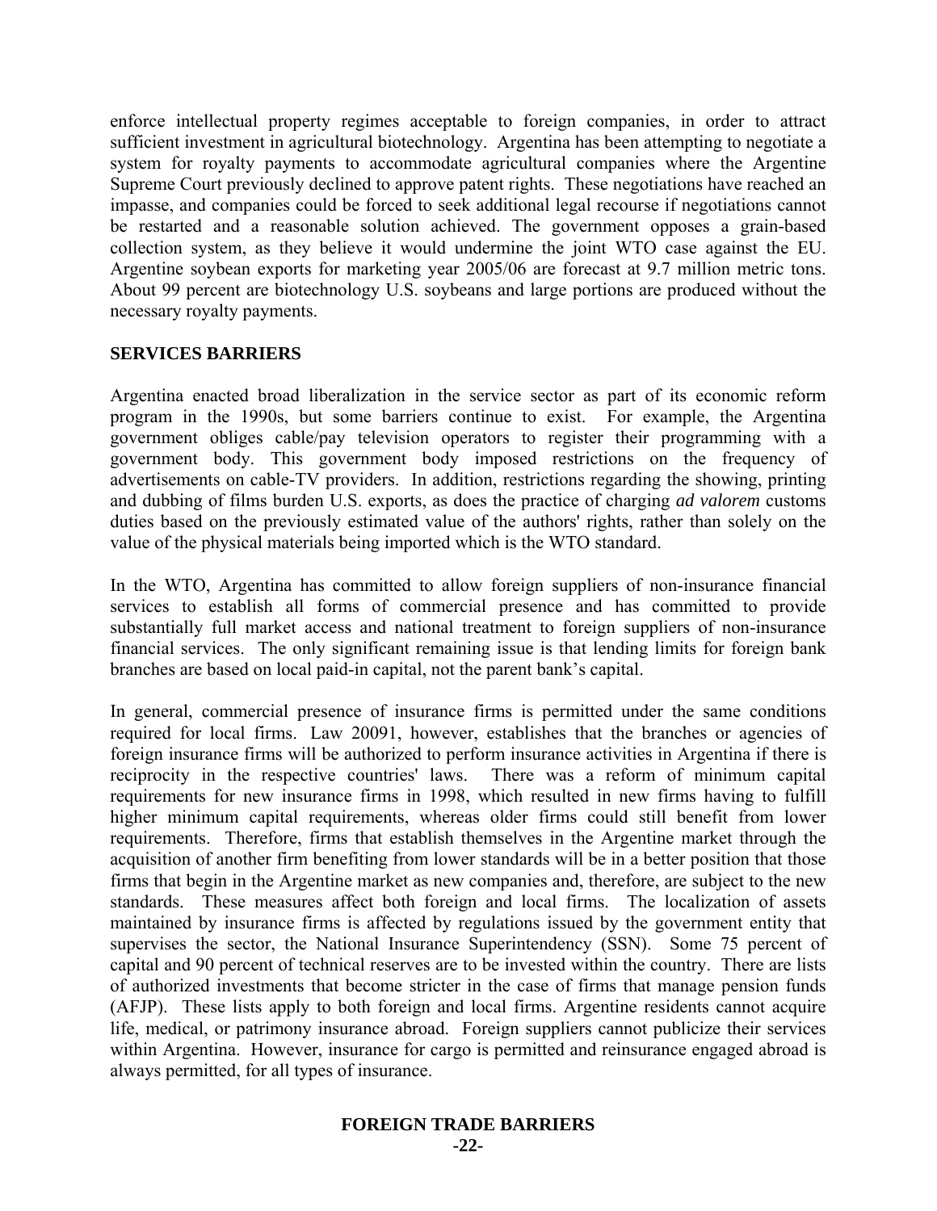enforce intellectual property regimes acceptable to foreign companies, in order to attract sufficient investment in agricultural biotechnology. Argentina has been attempting to negotiate a system for royalty payments to accommodate agricultural companies where the Argentine Supreme Court previously declined to approve patent rights. These negotiations have reached an impasse, and companies could be forced to seek additional legal recourse if negotiations cannot be restarted and a reasonable solution achieved. The government opposes a grain-based collection system, as they believe it would undermine the joint WTO case against the EU. Argentine soybean exports for marketing year 2005/06 are forecast at 9.7 million metric tons. About 99 percent are biotechnology U.S. soybeans and large portions are produced without the necessary royalty payments.

## SERVICES BARRIERS

Argentina enacted broad liberalization in the service sector as part of its economic reform program in the 1990s, but some barriers continue to exist. For example, the Argentina government obliges cable/pay television operators to register their programming with a government body. This government body imposed restrictions on the frequency of advertisements on cable-TV providers. In addition, restrictions regarding the showing, printing and dubbing of films burden U.S. exports, as does the practice of charging *ad valorem* customs duties based on the previously estimated value of the authors' rights, rather than solely on the value of the physical materials being imported which is the WTO standard.

In the WTO, Argentina has committed to allow foreign suppliers of non-insurance financial services to establish all forms of commercial presence and has committed to provide substantially full market access and national treatment to foreign suppliers of non-insurance financial services. The only significant remaining issue is that lending limits for foreign bank branches are based on local paid-in capital, not the parent bank's capital.

In general, commercial presence of insurance firms is permitted under the same conditions required for local firms. Law 20091, however, establishes that the branches or agencies of foreign insurance firms will be authorized to perform insurance activities in Argentina if there is reciprocity in the respective countries' laws. There was a reform of minimum capital requirements for new insurance firms in 1998, which resulted in new firms having to fulfill higher minimum capital requirements, whereas older firms could still benefit from lower requirements. Therefore, firms that establish themselves in the Argentine market through the acquisition of another firm benefiting from lower standards will be in a better position that those firms that begin in the Argentine market as new companies and, therefore, are subject to the new standards. These measures affect both foreign and local firms. The localization of assets maintained by insurance firms is affected by regulations issued by the government entity that supervises the sector, the National Insurance Superintendency (SSN). Some 75 percent of capital and 90 percent of technical reserves are to be invested within the country. There are lists of authorized investments that become stricter in the case of firms that manage pension funds (AFJP). These lists apply to both foreign and local firms. Argentine residents cannot acquire life, medical, or patrimony insurance abroad. Foreign suppliers cannot publicize their services within Argentina. However, insurance for cargo is permitted and reinsurance engaged abroad is always permitted, for all types of insurance.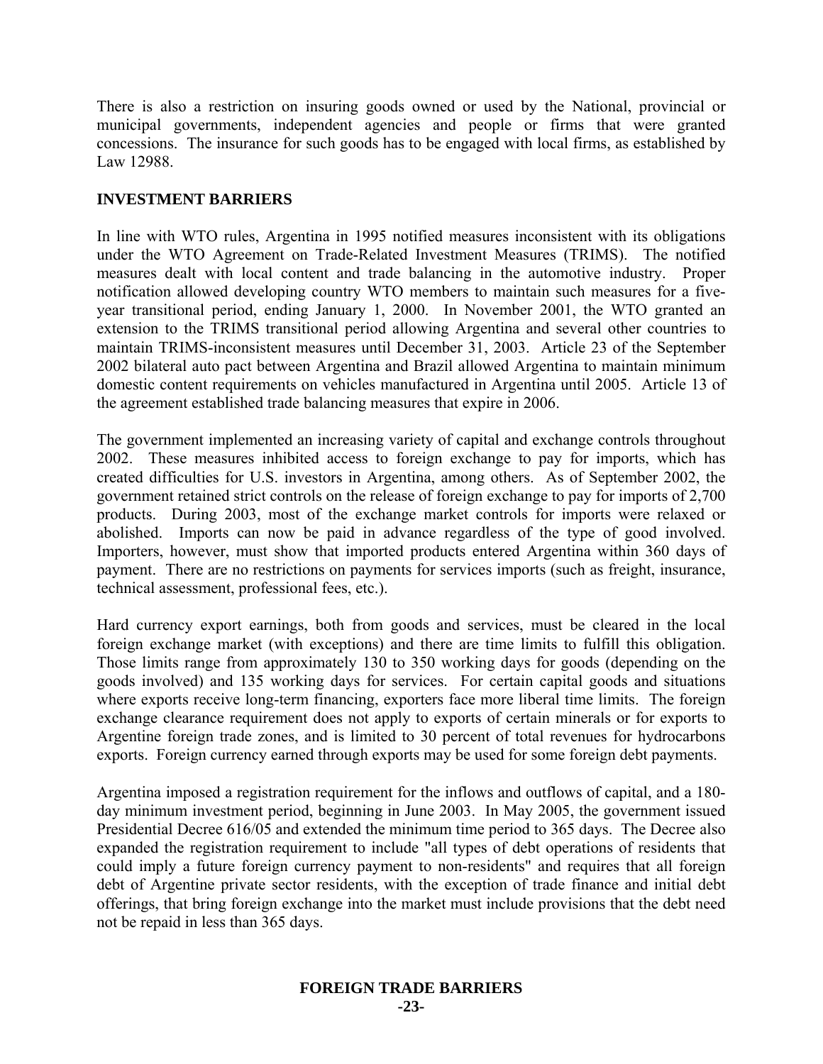There is also a restriction on insuring goods owned or used by the National, provincial or municipal governments, independent agencies and people or firms that were granted concessions. The insurance for such goods has to be engaged with local firms, as established by Law 12988.

## INVESTMENT BARRIERS

In line with WTO rules, Argentina in 1995 notified measures inconsistent with its obligations under the WTO Agreement on Trade-Related Investment Measures (TRIMS). The notified measures dealt with local content and trade balancing in the automotive industry. Proper notification allowed developing country WTO members to maintain such measures for a five-year transitional period, ending January 1, 2000. In November 2001, the WTO granted an extension to the TRIMS transitional period allowing Argentina and several other countries to maintain TRIMS-inconsistent measures until December 31, 2003. Article 23 of the September 2002 bilateral auto pact between Argentina and Brazil allowed Argentina to maintain minimum domestic content requirements on vehicles manufactured in Argentina until 2005. Article 13 of the agreement established trade balancing measures that expire in 2006.

The government implemented an increasing variety of capital and exchange controls throughout 2002. These measures inhibited access to foreign exchange to pay for imports, which has created difficulties for U.S. investors in Argentina, among others. As of September 2002, the government retained strict controls on the release of foreign exchange to pay for imports of 2,700 products. During 2003, most of the exchange market controls for imports were relaxed or abolished. Imports can now be paid in advance regardless of the type of good involved. Importers, however, must show that imported products entered Argentina within 360 days of payment. There are no restrictions on payments for services imports (such as freight, insurance, technical assessment, professional fees, etc.).

Hard currency export earnings, both from goods and services, must be cleared in the local foreign exchange market (with exceptions) and there are time limits to fulfill this obligation. Those limits range from approximately 130 to 350 working days for goods (depending on the goods involved) and 135 working days for services. For certain capital goods and situations where exports receive long-term financing, exporters face more liberal time limits. The foreign exchange clearance requirement does not apply to exports of certain minerals or for exports to Argentine foreign trade zones, and is limited to 30 percent of total revenues for hydrocarbons exports. Foreign currency earned through exports may be used for some foreign debt payments.

Argentina imposed a registration requirement for the inflows and outflows of capital, and a 180-day minimum investment period, beginning in June 2003. In May 2005, the government issued Presidential Decree 616/05 and extended the minimum time period to 365 days. The Decree also expanded the registration requirement to include "all types of debt operations of residents that could imply a future foreign currency payment to non-residents" and requires that all foreign debt of Argentine private sector residents, with the exception of trade finance and initial debt offerings, that bring foreign exchange into the market must include provisions that the debt need not be repaid in less than 365 days.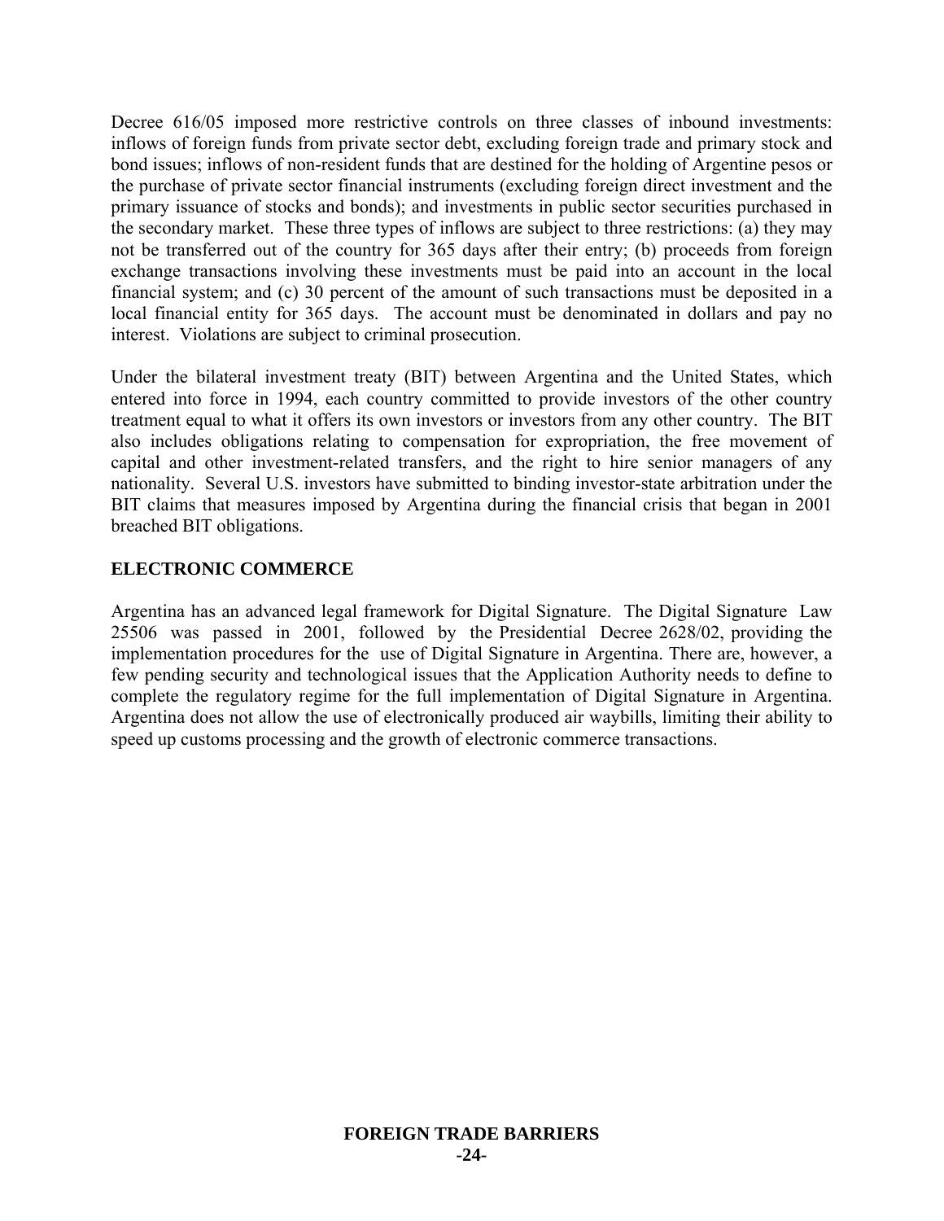Decree 616/05 imposed more restrictive controls on three classes of inbound investments: inflows of foreign funds from private sector debt, excluding foreign trade and primary stock and bond issues; inflows of non-resident funds that are destined for the holding of Argentine pesos or the purchase of private sector financial instruments (excluding foreign direct investment and the primary issuance of stocks and bonds); and investments in public sector securities purchased in the secondary market. These three types of inflows are subject to three restrictions: (a) they may not be transferred out of the country for 365 days after their entry; (b) proceeds from foreign exchange transactions involving these investments must be paid into an account in the local financial system; and (c) 30 percent of the amount of such transactions must be deposited in a local financial entity for 365 days. The account must be denominated in dollars and pay no interest. Violations are subject to criminal prosecution.

Under the bilateral investment treaty (BIT) between Argentina and the United States, which entered into force in 1994, each country committed to provide investors of the other country treatment equal to what it offers its own investors or investors from any other country. The BIT also includes obligations relating to compensation for expropriation, the free movement of capital and other investment-related transfers, and the right to hire senior managers of any nationality. Several U.S. investors have submitted to binding investor-state arbitration under the BIT claims that measures imposed by Argentina during the financial crisis that began in 2001 breached BIT obligations.

## ELECTRONIC COMMERCE

Argentina has an advanced legal framework for Digital Signature. The Digital Signature Law 25506 was passed in 2001, followed by the Presidential Decree 2628/02, providing the implementation procedures for the use of Digital Signature in Argentina. There are, however, a few pending security and technological issues that the Application Authority needs to define to complete the regulatory regime for the full implementation of Digital Signature in Argentina. Argentina does not allow the use of electronically produced air waybills, limiting their ability to speed up customs processing and the growth of electronic commerce transactions.